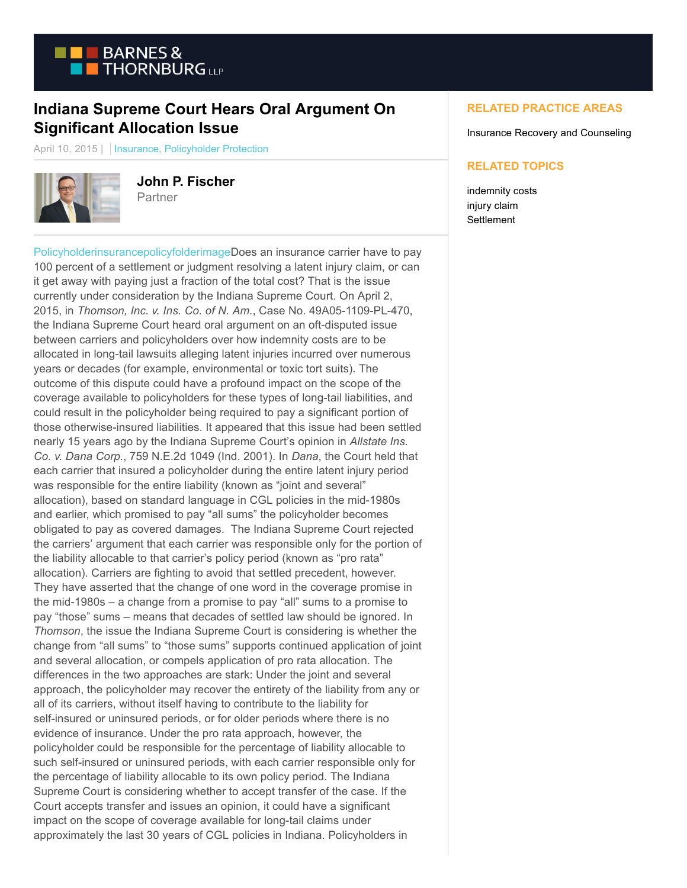# Indiana Supreme Court Hears Oral Argument On Significant Allocation Issue

April 10, 2015 | Insurance, Policyholder Protection

**John P. Fischer**
Partner

PolicyholderinsurancepolicyfolderimageDoes an insurance carrier have to pay 100 percent of a settlement or judgment resolving a latent injury claim, or can it get away with paying just a fraction of the total cost? That is the issue currently under consideration by the Indiana Supreme Court. On April 2, 2015, in *Thomson, Inc. v. Ins. Co. of N. Am.*, Case No. 49A05-1109-PL-470, the Indiana Supreme Court heard oral argument on an oft-disputed issue between carriers and policyholders over how indemnity costs are to be allocated in long-tail lawsuits alleging latent injuries incurred over numerous years or decades (for example, environmental or toxic tort suits). The outcome of this dispute could have a profound impact on the scope of the coverage available to policyholders for these types of long-tail liabilities, and could result in the policyholder being required to pay a significant portion of those otherwise-insured liabilities. It appeared that this issue had been settled nearly 15 years ago by the Indiana Supreme Court's opinion in *Allstate Ins. Co. v. Dana Corp.*, 759 N.E.2d 1049 (Ind. 2001). In *Dana*, the Court held that each carrier that insured a policyholder during the entire latent injury period was responsible for the entire liability (known as "joint and several" allocation), based on standard language in CGL policies in the mid-1980s and earlier, which promised to pay "all sums" the policyholder becomes obligated to pay as covered damages. The Indiana Supreme Court rejected the carriers' argument that each carrier was responsible only for the portion of the liability allocable to that carrier's policy period (known as "pro rata" allocation). Carriers are fighting to avoid that settled precedent, however. They have asserted that the change of one word in the coverage promise in the mid-1980s – a change from a promise to pay "all" sums to a promise to pay "those" sums – means that decades of settled law should be ignored. In *Thomson*, the issue the Indiana Supreme Court is considering is whether the change from "all sums" to "those sums" supports continued application of joint and several allocation, or compels application of pro rata allocation. The differences in the two approaches are stark: Under the joint and several approach, the policyholder may recover the entirety of the liability from any or all of its carriers, without itself having to contribute to the liability for self-insured or uninsured periods, or for older periods where there is no evidence of insurance. Under the pro rata approach, however, the policyholder could be responsible for the percentage of liability allocable to such self-insured or uninsured periods, with each carrier responsible only for the percentage of liability allocable to its own policy period. The Indiana Supreme Court is considering whether to accept transfer of the case. If the Court accepts transfer and issues an opinion, it could have a significant impact on the scope of coverage available for long-tail claims under approximately the last 30 years of CGL policies in Indiana. Policyholders in

## RELATED PRACTICE AREAS

Insurance Recovery and Counseling

## RELATED TOPICS

indemnity costs
injury claim
Settlement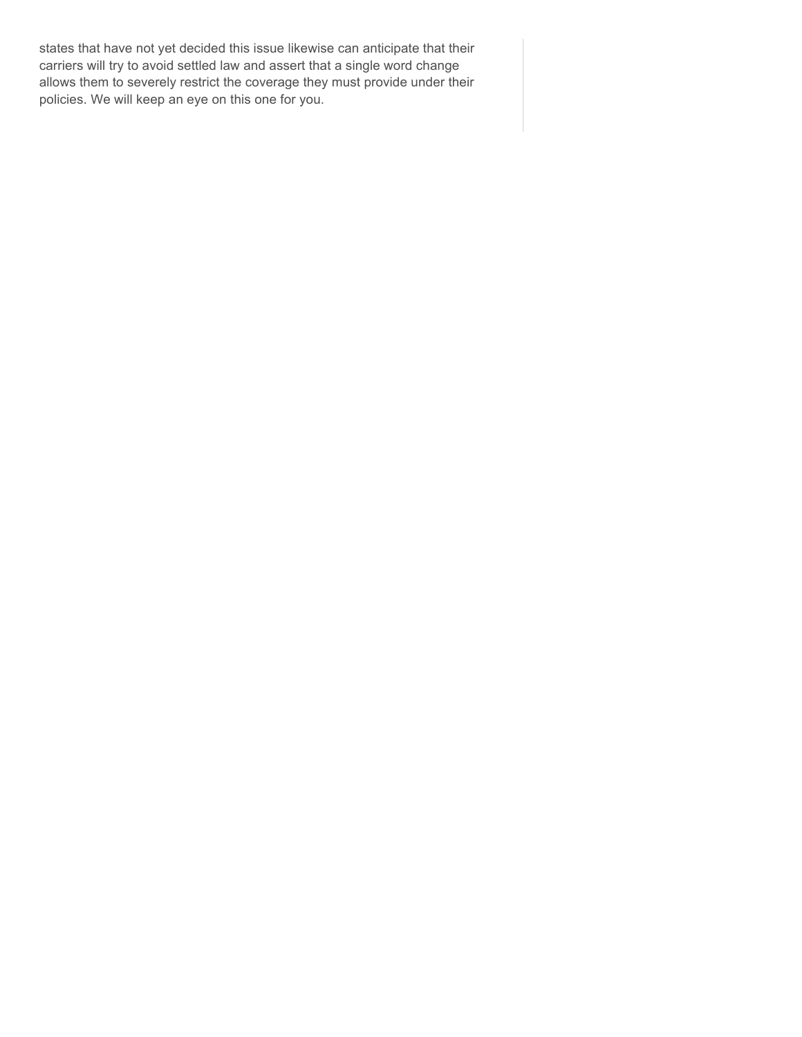states that have not yet decided this issue likewise can anticipate that their carriers will try to avoid settled law and assert that a single word change allows them to severely restrict the coverage they must provide under their policies. We will keep an eye on this one for you.